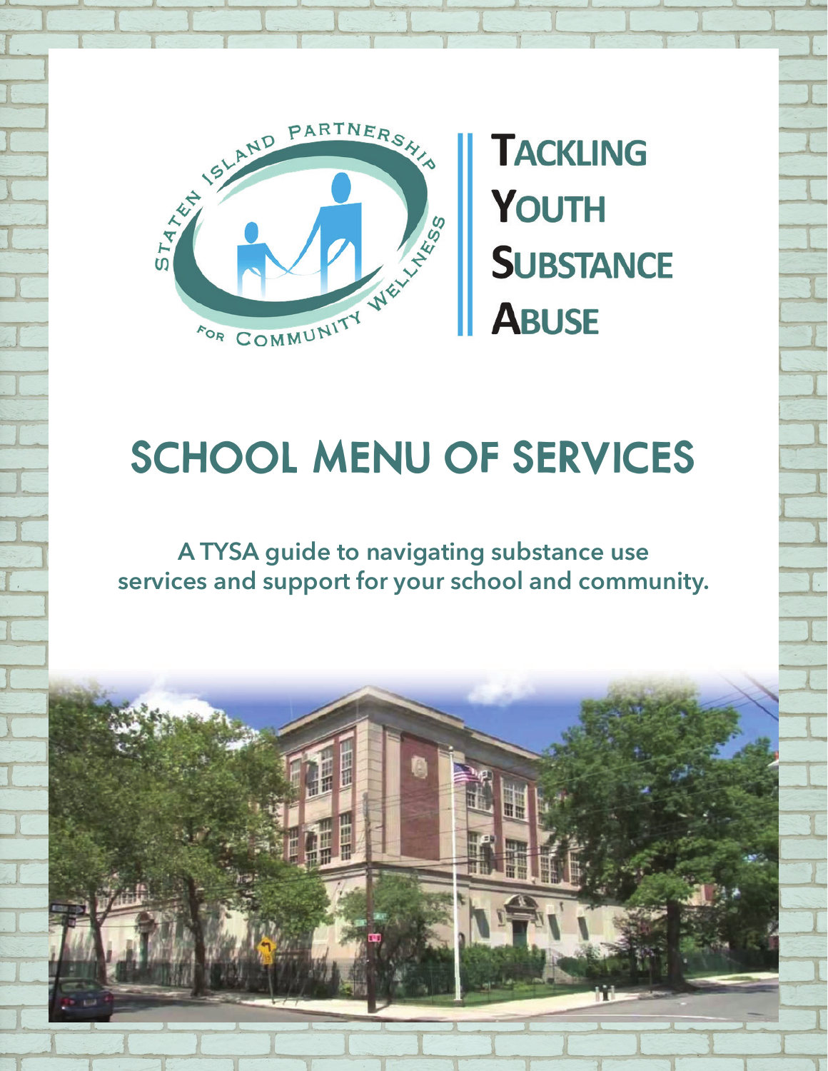STATEN ISLAND PARTNERSHIP FOR COMMUNITY WELLNESS

**TACKLING YOUTH SUBSTANCE ABUSE**

# SCHOOL MENU OF SERVICES

**A TYSA guide to navigating substance use services and support for your school and community.**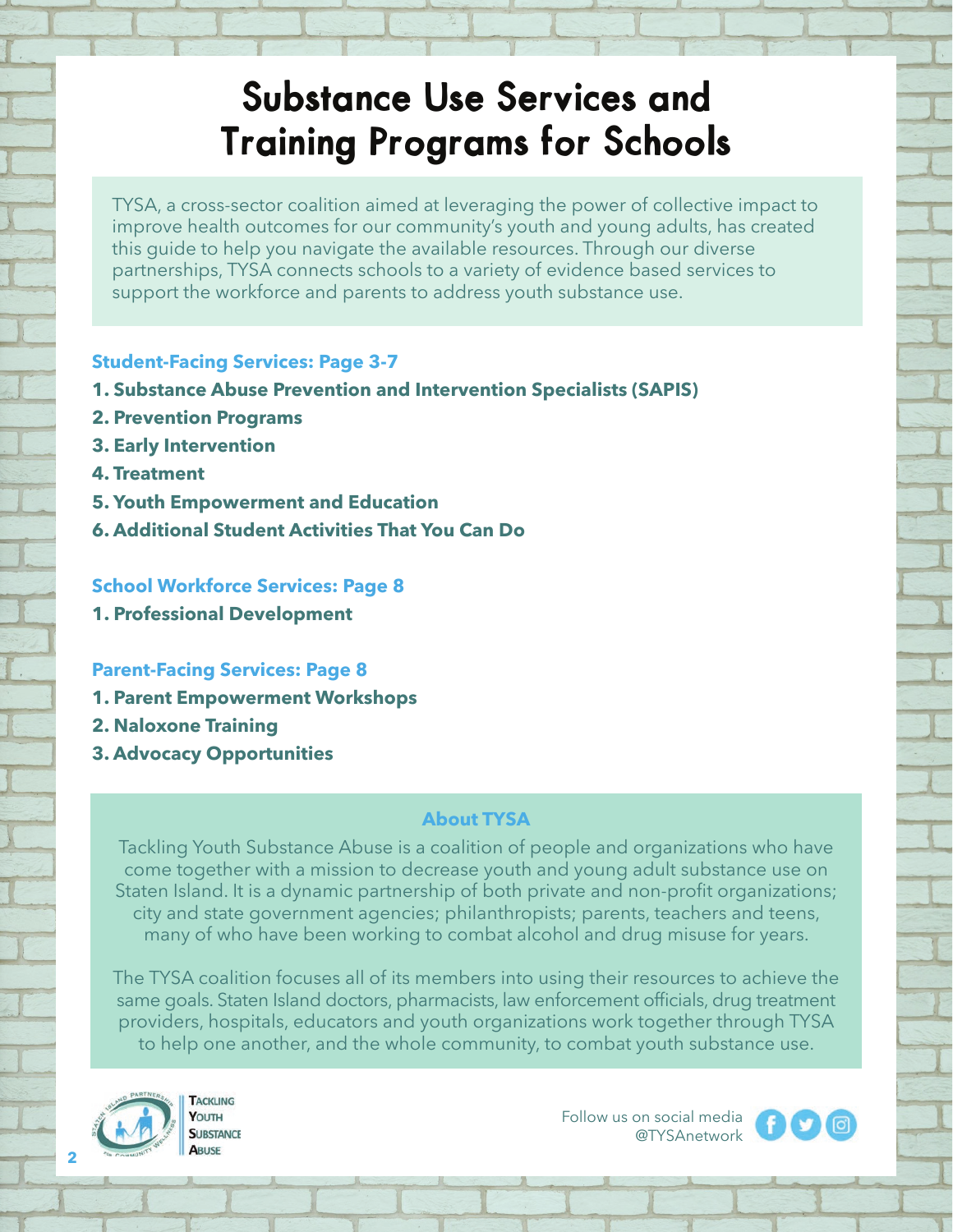# Substance Use Services and Training Programs for Schools

TYSA, a cross-sector coalition aimed at leveraging the power of collective impact to improve health outcomes for our community's youth and young adults, has created this guide to help you navigate the available resources. Through our diverse partnerships, TYSA connects schools to a variety of evidence based services to support the workforce and parents to address youth substance use.

**Student-Facing Services: Page 3-7**

1. **Substance Abuse Prevention and Intervention Specialists (SAPIS)**
2. **Prevention Programs**
3. **Early Intervention**
4. **Treatment**
5. **Youth Empowerment and Education**
6. **Additional Student Activities That You Can Do**

**School Workforce Services: Page 8**

1. **Professional Development**

**Parent-Facing Services: Page 8**

1. **Parent Empowerment Workshops**
2. **Naloxone Training**
3. **Advocacy Opportunities**

## About TYSA

Tackling Youth Substance Abuse is a coalition of people and organizations who have come together with a mission to decrease youth and young adult substance use on Staten Island. It is a dynamic partnership of both private and non-profit organizations; city and state government agencies; philanthropists; parents, teachers and teens, many of who have been working to combat alcohol and drug misuse for years.

The TYSA coalition focuses all of its members into using their resources to achieve the same goals. Staten Island doctors, pharmacists, law enforcement officials, drug treatment providers, hospitals, educators and youth organizations work together through TYSA to help one another, and the whole community, to combat youth substance use.

Tackling Youth Substance Abuse

Follow us on social media @TYSAnetwork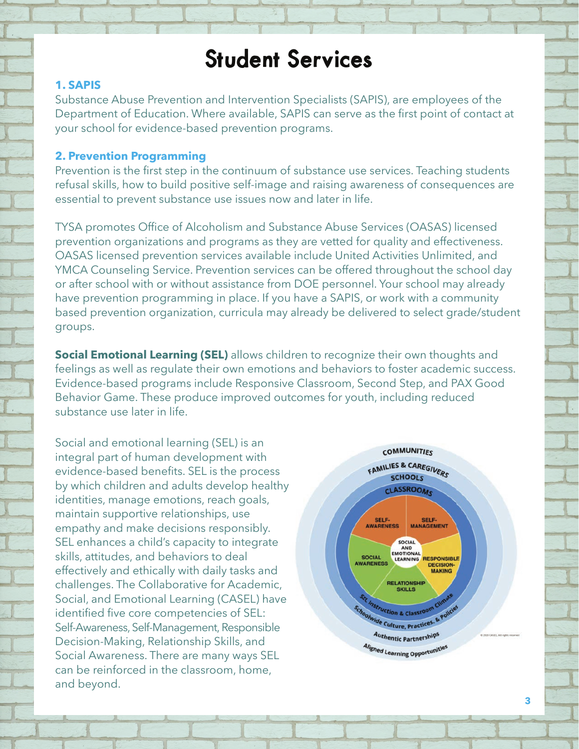# Student Services

### 1. SAPIS

Substance Abuse Prevention and Intervention Specialists (SAPIS), are employees of the Department of Education. Where available, SAPIS can serve as the first point of contact at your school for evidence-based prevention programs.

### 2. Prevention Programming

Prevention is the first step in the continuum of substance use services. Teaching students refusal skills, how to build positive self-image and raising awareness of consequences are essential to prevent substance use issues now and later in life.

TYSA promotes Office of Alcoholism and Substance Abuse Services (OASAS) licensed prevention organizations and programs as they are vetted for quality and effectiveness. OASAS licensed prevention services available include United Activities Unlimited, and YMCA Counseling Service. Prevention services can be offered throughout the school day or after school with or without assistance from DOE personnel. Your school may already have prevention programming in place. If you have a SAPIS, or work with a community based prevention organization, curricula may already be delivered to select grade/student groups.

**Social Emotional Learning (SEL)** allows children to recognize their own thoughts and feelings as well as regulate their own emotions and behaviors to foster academic success. Evidence-based programs include Responsive Classroom, Second Step, and PAX Good Behavior Game. These produce improved outcomes for youth, including reduced substance use later in life.

Social and emotional learning (SEL) is an integral part of human development with evidence-based benefits. SEL is the process by which children and adults develop healthy identities, manage emotions, reach goals, maintain supportive relationships, use empathy and make decisions responsibly. SEL enhances a child's capacity to integrate skills, attitudes, and behaviors to deal effectively and ethically with daily tasks and challenges. The Collaborative for Academic, Social, and Emotional Learning (CASEL) have identified five core competencies of SEL: Self-Awareness, Self-Management, Responsible Decision-Making, Relationship Skills, and Social Awareness. There are many ways SEL can be reinforced in the classroom, home, and beyond.

COMMUNITIES
FAMILIES & CAREGIVERS
SCHOOLS
CLASSROOMS
SELF-AWARENESS
SELF-MANAGEMENT
SOCIAL AND EMOTIONAL LEARNING
SOCIAL AWARENESS
RESPONSIBLE DECISION-MAKING
RELATIONSHIP SKILLS
SEL Instruction & Classroom Climate
Schoolwide Culture, Practices, & Policies
Authentic Partnerships
Aligned Learning Opportunities

© 2020 CASEL. All rights reserved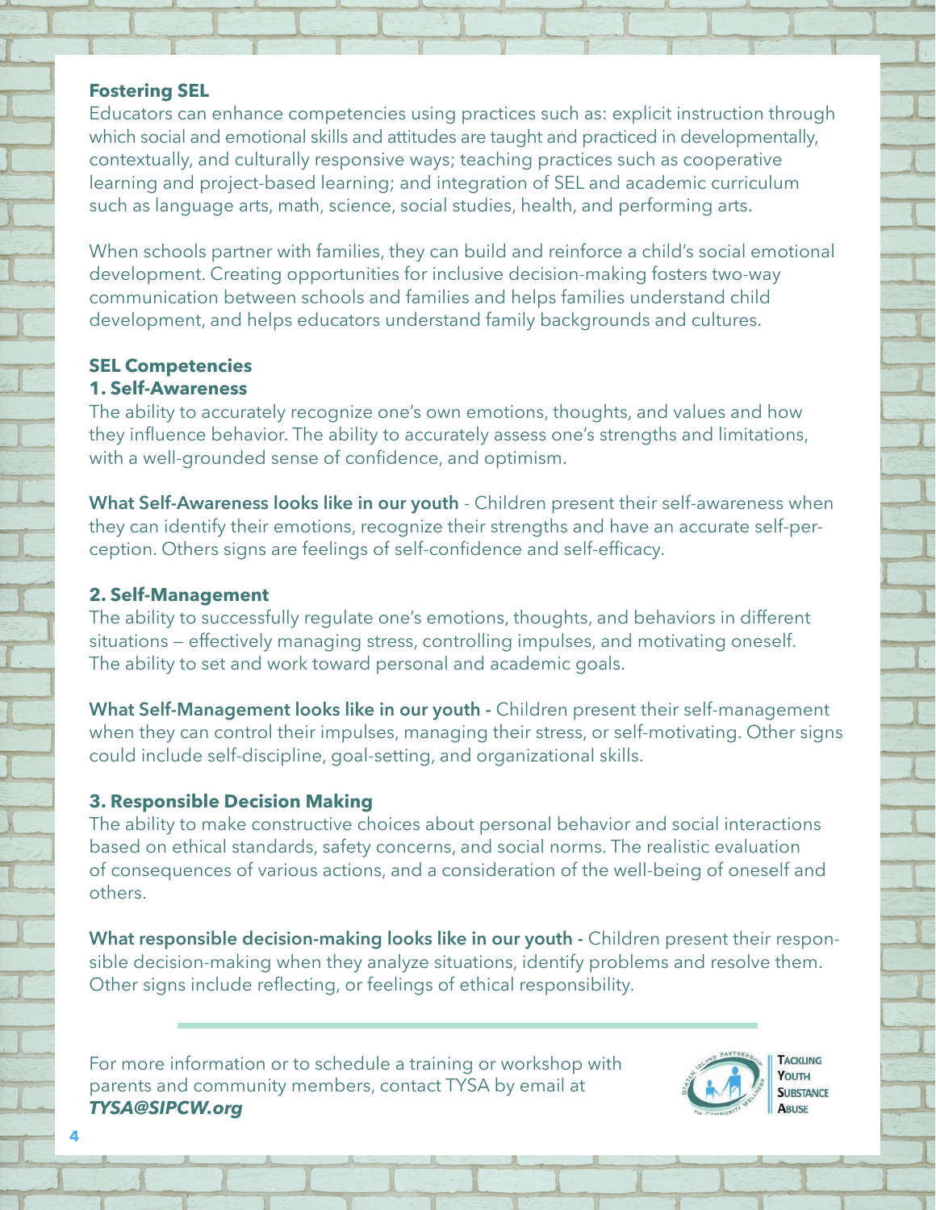## Fostering SEL

Educators can enhance competencies using practices such as: explicit instruction through which social and emotional skills and attitudes are taught and practiced in developmentally, contextually, and culturally responsive ways; teaching practices such as cooperative learning and project-based learning; and integration of SEL and academic curriculum such as language arts, math, science, social studies, health, and performing arts.

When schools partner with families, they can build and reinforce a child's social emotional development. Creating opportunities for inclusive decision-making fosters two-way communication between schools and families and helps families understand child development, and helps educators understand family backgrounds and cultures.

## SEL Competencies

### 1. Self-Awareness

The ability to accurately recognize one's own emotions, thoughts, and values and how they influence behavior. The ability to accurately assess one's strengths and limitations, with a well-grounded sense of confidence, and optimism.

**What Self-Awareness looks like in our youth** - Children present their self-awareness when they can identify their emotions, recognize their strengths and have an accurate self-perception. Others signs are feelings of self-confidence and self-efficacy.

### 2. Self-Management

The ability to successfully regulate one's emotions, thoughts, and behaviors in different situations — effectively managing stress, controlling impulses, and motivating oneself. The ability to set and work toward personal and academic goals.

**What Self-Management looks like in our youth -** Children present their self-management when they can control their impulses, managing their stress, or self-motivating. Other signs could include self-discipline, goal-setting, and organizational skills.

### 3. Responsible Decision Making

The ability to make constructive choices about personal behavior and social interactions based on ethical standards, safety concerns, and social norms. The realistic evaluation of consequences of various actions, and a consideration of the well-being of oneself and others.

**What responsible decision-making looks like in our youth -** Children present their responsible decision-making when they analyze situations, identify problems and resolve them. Other signs include reflecting, or feelings of ethical responsibility.

---

For more information or to schedule a training or workshop with parents and community members, contact TYSA by email at ***TYSA@SIPCW.org***

Tackling Youth Substance Abuse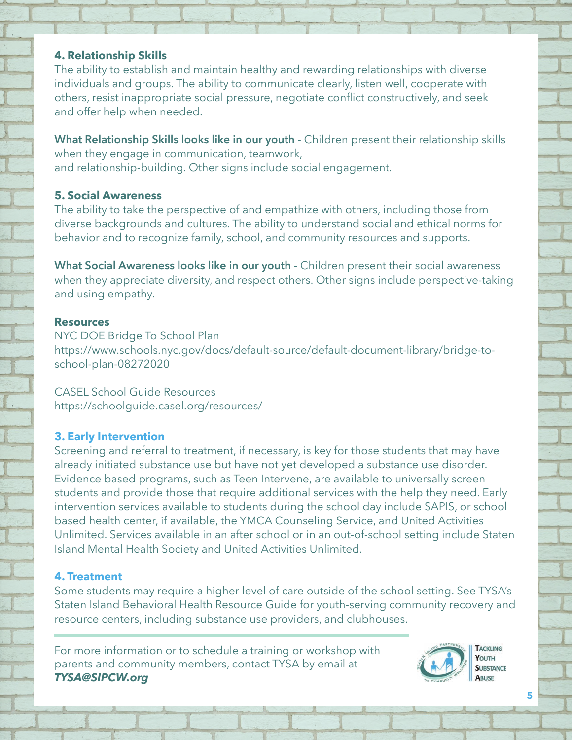**4. Relationship Skills**

The ability to establish and maintain healthy and rewarding relationships with diverse individuals and groups. The ability to communicate clearly, listen well, cooperate with others, resist inappropriate social pressure, negotiate conflict constructively, and seek and offer help when needed.

**What Relationship Skills looks like in our youth -** Children present their relationship skills when they engage in communication, teamwork, and relationship-building. Other signs include social engagement.

**5. Social Awareness**

The ability to take the perspective of and empathize with others, including those from diverse backgrounds and cultures. The ability to understand social and ethical norms for behavior and to recognize family, school, and community resources and supports.

**What Social Awareness looks like in our youth -** Children present their social awareness when they appreciate diversity, and respect others. Other signs include perspective-taking and using empathy.

**Resources**

NYC DOE Bridge To School Plan
https://www.schools.nyc.gov/docs/default-source/default-document-library/bridge-to-school-plan-08272020

CASEL School Guide Resources
https://schoolguide.casel.org/resources/

### 3. Early Intervention

Screening and referral to treatment, if necessary, is key for those students that may have already initiated substance use but have not yet developed a substance use disorder. Evidence based programs, such as Teen Intervene, are available to universally screen students and provide those that require additional services with the help they need. Early intervention services available to students during the school day include SAPIS, or school based health center, if available, the YMCA Counseling Service, and United Activities Unlimited. Services available in an after school or in an out-of-school setting include Staten Island Mental Health Society and United Activities Unlimited.

### 4. Treatment

Some students may require a higher level of care outside of the school setting. See TYSA's Staten Island Behavioral Health Resource Guide for youth-serving community recovery and resource centers, including substance use providers, and clubhouses.

---

For more information or to schedule a training or workshop with parents and community members, contact TYSA by email at ***TYSA@SIPCW.org***

Tackling Youth Substance Abuse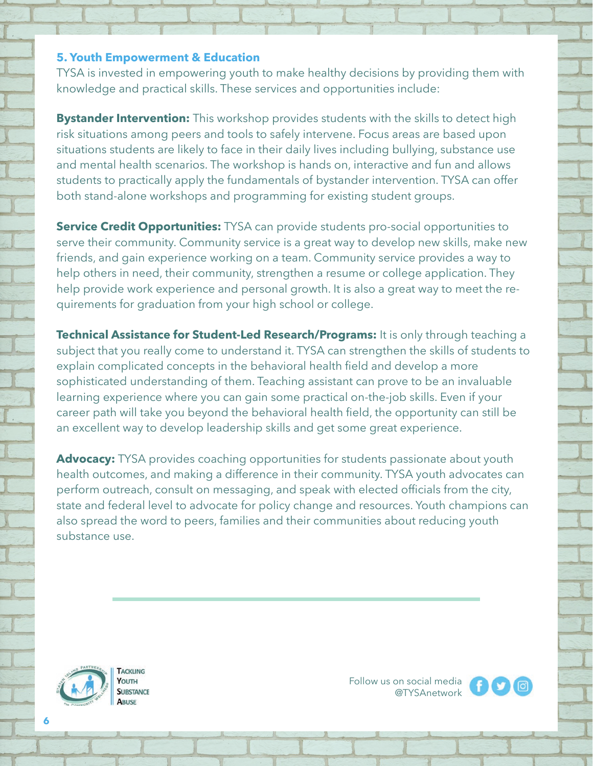### 5. Youth Empowerment & Education

TYSA is invested in empowering youth to make healthy decisions by providing them with knowledge and practical skills. These services and opportunities include:

**Bystander Intervention:** This workshop provides students with the skills to detect high risk situations among peers and tools to safely intervene. Focus areas are based upon situations students are likely to face in their daily lives including bullying, substance use and mental health scenarios. The workshop is hands on, interactive and fun and allows students to practically apply the fundamentals of bystander intervention. TYSA can offer both stand-alone workshops and programming for existing student groups.

**Service Credit Opportunities:** TYSA can provide students pro-social opportunities to serve their community. Community service is a great way to develop new skills, make new friends, and gain experience working on a team. Community service provides a way to help others in need, their community, strengthen a resume or college application. They help provide work experience and personal growth. It is also a great way to meet the requirements for graduation from your high school or college.

**Technical Assistance for Student-Led Research/Programs:** It is only through teaching a subject that you really come to understand it. TYSA can strengthen the skills of students to explain complicated concepts in the behavioral health field and develop a more sophisticated understanding of them. Teaching assistant can prove to be an invaluable learning experience where you can gain some practical on-the-job skills. Even if your career path will take you beyond the behavioral health field, the opportunity can still be an excellent way to develop leadership skills and get some great experience.

**Advocacy:** TYSA provides coaching opportunities for students passionate about youth health outcomes, and making a difference in their community. TYSA youth advocates can perform outreach, consult on messaging, and speak with elected officials from the city, state and federal level to advocate for policy change and resources. Youth champions can also spread the word to peers, families and their communities about reducing youth substance use.

Tackling Youth Substance Abuse

Follow us on social media @TYSAnetwork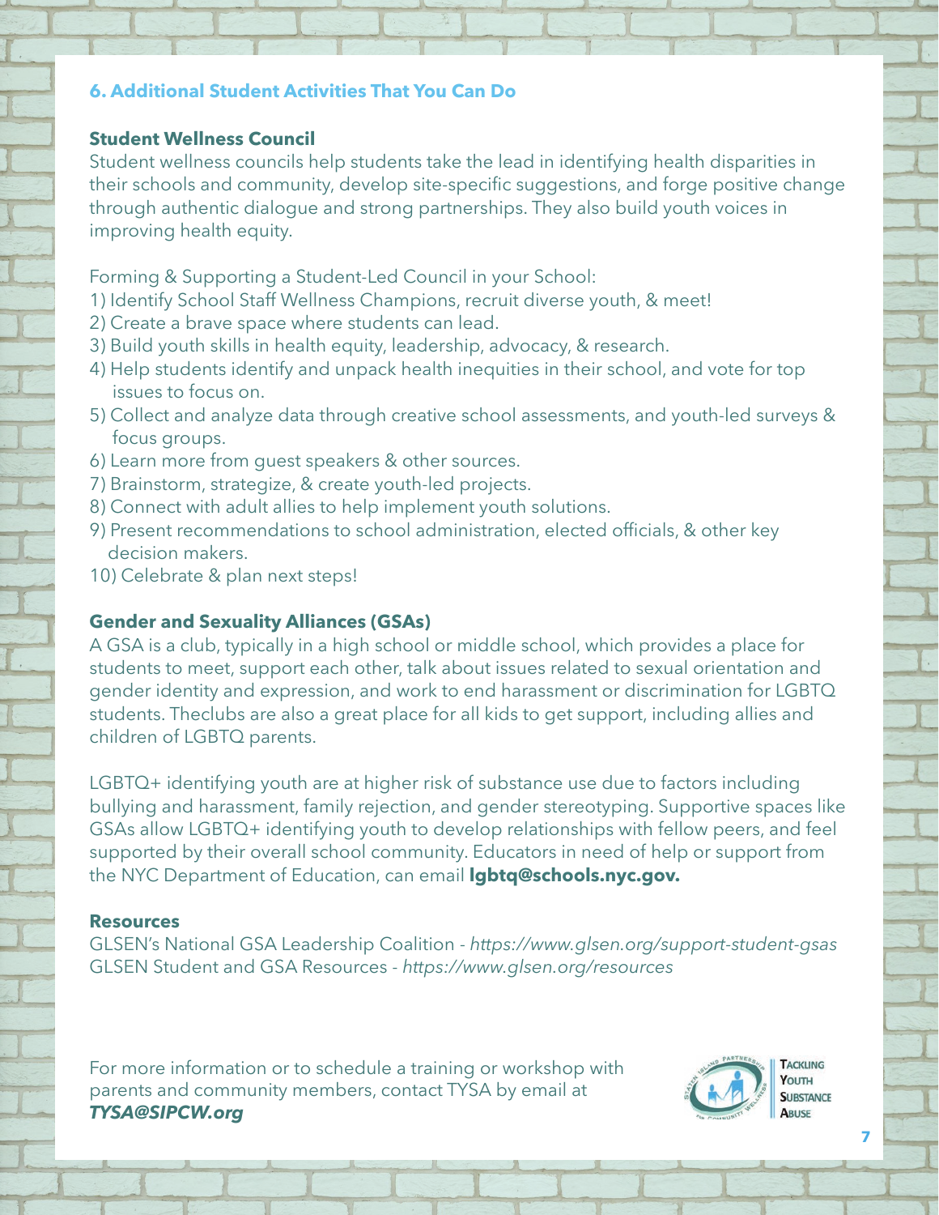## 6. Additional Student Activities That You Can Do

### Student Wellness Council

Student wellness councils help students take the lead in identifying health disparities in their schools and community, develop site-specific suggestions, and forge positive change through authentic dialogue and strong partnerships. They also build youth voices in improving health equity.

Forming & Supporting a Student-Led Council in your School:

1) Identify School Staff Wellness Champions, recruit diverse youth, & meet!
2) Create a brave space where students can lead.
3) Build youth skills in health equity, leadership, advocacy, & research.
4) Help students identify and unpack health inequities in their school, and vote for top issues to focus on.
5) Collect and analyze data through creative school assessments, and youth-led surveys & focus groups.
6) Learn more from guest speakers & other sources.
7) Brainstorm, strategize, & create youth-led projects.
8) Connect with adult allies to help implement youth solutions.
9) Present recommendations to school administration, elected officials, & other key decision makers.
10) Celebrate & plan next steps!

### Gender and Sexuality Alliances (GSAs)

A GSA is a club, typically in a high school or middle school, which provides a place for students to meet, support each other, talk about issues related to sexual orientation and gender identity and expression, and work to end harassment or discrimination for LGBTQ students. Theclubs are also a great place for all kids to get support, including allies and children of LGBTQ parents.

LGBTQ+ identifying youth are at higher risk of substance use due to factors including bullying and harassment, family rejection, and gender stereotyping. Supportive spaces like GSAs allow LGBTQ+ identifying youth to develop relationships with fellow peers, and feel supported by their overall school community. Educators in need of help or support from the NYC Department of Education, can email **lgbtq@schools.nyc.gov.**

### Resources

GLSEN's National GSA Leadership Coalition - *https://www.glsen.org/support-student-gsas*
GLSEN Student and GSA Resources - *https://www.glsen.org/resources*

For more information or to schedule a training or workshop with parents and community members, contact TYSA by email at ***TYSA@SIPCW.org***

Tackling Youth Substance Abuse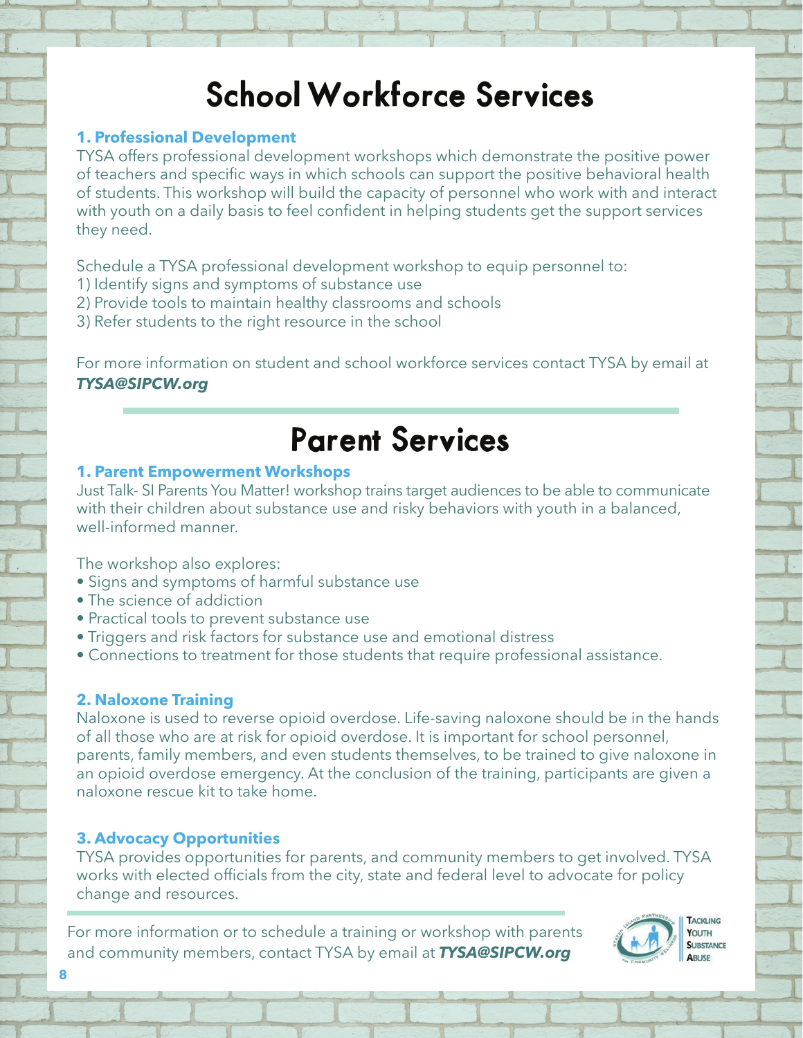# School Workforce Services

### 1. Professional Development

TYSA offers professional development workshops which demonstrate the positive power of teachers and specific ways in which schools can support the positive behavioral health of students. This workshop will build the capacity of personnel who work with and interact with youth on a daily basis to feel confident in helping students get the support services they need.

Schedule a TYSA professional development workshop to equip personnel to:
1) Identify signs and symptoms of substance use
2) Provide tools to maintain healthy classrooms and schools
3) Refer students to the right resource in the school

For more information on student and school workforce services contact TYSA by email at ***TYSA@SIPCW.org***

# Parent Services

### 1. Parent Empowerment Workshops

Just Talk- SI Parents You Matter! workshop trains target audiences to be able to communicate with their children about substance use and risky behaviors with youth in a balanced, well-informed manner.

The workshop also explores:

- Signs and symptoms of harmful substance use
- The science of addiction
- Practical tools to prevent substance use
- Triggers and risk factors for substance use and emotional distress
- Connections to treatment for those students that require professional assistance.

### 2. Naloxone Training

Naloxone is used to reverse opioid overdose. Life-saving naloxone should be in the hands of all those who are at risk for opioid overdose. It is important for school personnel, parents, family members, and even students themselves, to be trained to give naloxone in an opioid overdose emergency. At the conclusion of the training, participants are given a naloxone rescue kit to take home.

### 3. Advocacy Opportunities

TYSA provides opportunities for parents, and community members to get involved. TYSA works with elected officials from the city, state and federal level to advocate for policy change and resources.

For more information or to schedule a training or workshop with parents and community members, contact TYSA by email at ***TYSA@SIPCW.org***

Tackling Youth Substance Abuse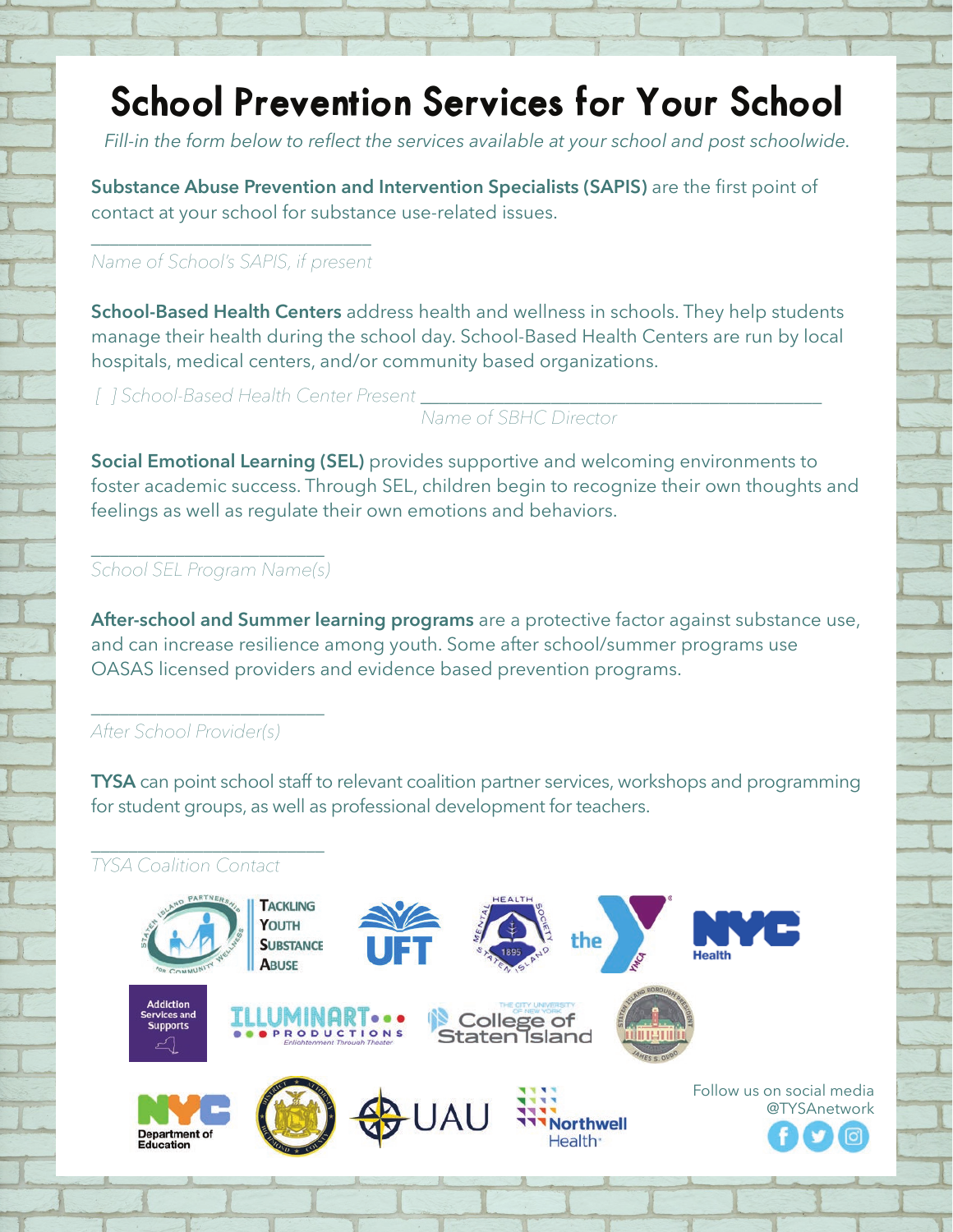# School Prevention Services for Your School

*Fill-in the form below to reflect the services available at your school and post schoolwide.*

**Substance Abuse Prevention and Intervention Specialists (SAPIS)** are the first point of contact at your school for substance use-related issues.

______________________________

*Name of School's SAPIS, if present*

**School-Based Health Centers** address health and wellness in schools. They help students manage their health during the school day. School-Based Health Centers are run by local hospitals, medical centers, and/or community based organizations.

*[ ] School-Based Health Center Present* ______________________________

*Name of SBHC Director*

**Social Emotional Learning (SEL)** provides supportive and welcoming environments to foster academic success. Through SEL, children begin to recognize their own thoughts and feelings as well as regulate their own emotions and behaviors.

______________________________

*School SEL Program Name(s)*

**After-school and Summer learning programs** are a protective factor against substance use, and can increase resilience among youth. Some after school/summer programs use OASAS licensed providers and evidence based prevention programs.

______________________________

*After School Provider(s)*

**TYSA** can point school staff to relevant coalition partner services, workshops and programming for student groups, as well as professional development for teachers.

______________________________

*TYSA Coalition Contact*

Tackling Youth Substance Abuse

Follow us on social media @TYSAnetwork